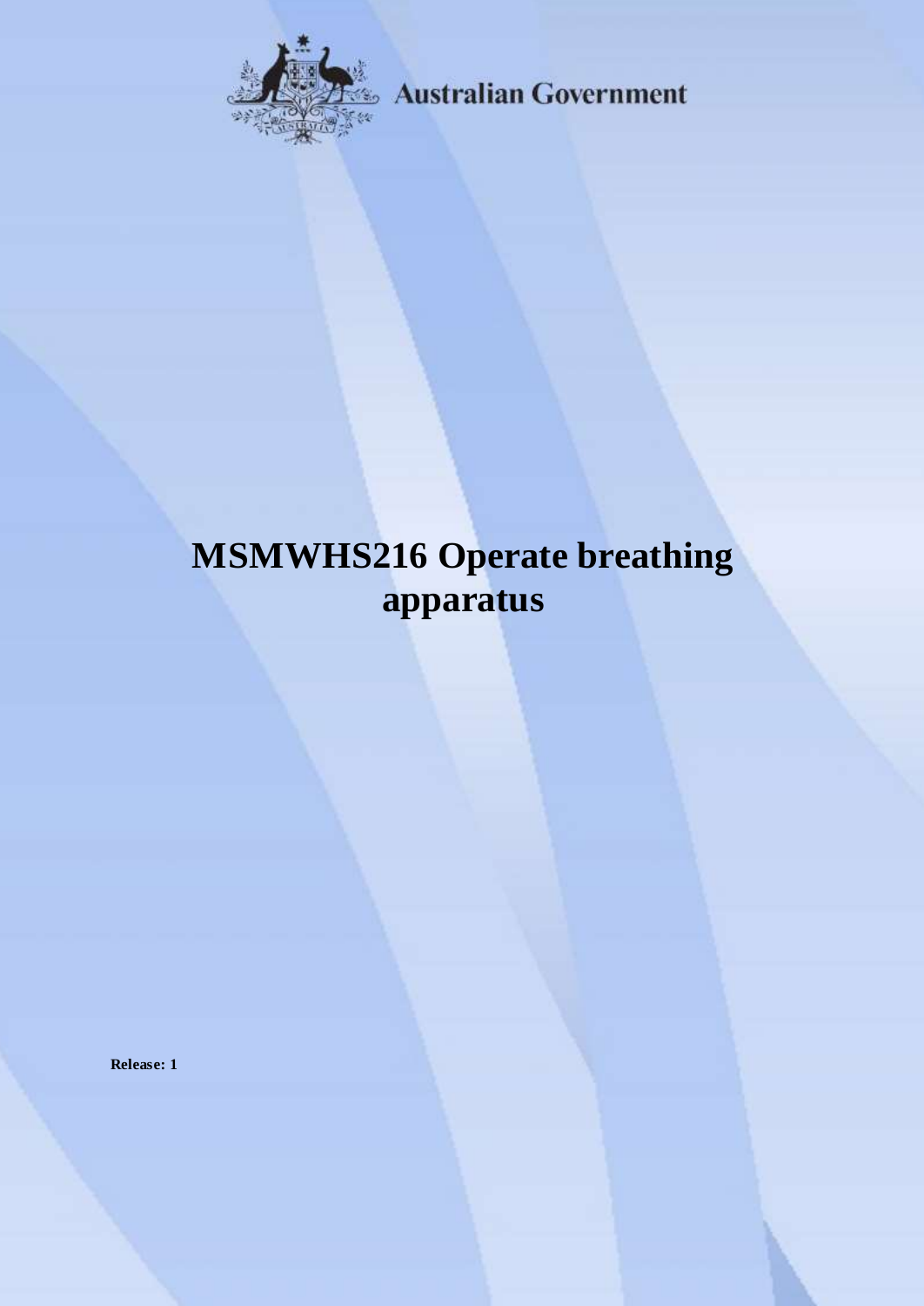Australian Government

# MSMWHS216 Operate breathing apparatus

**Release: 1**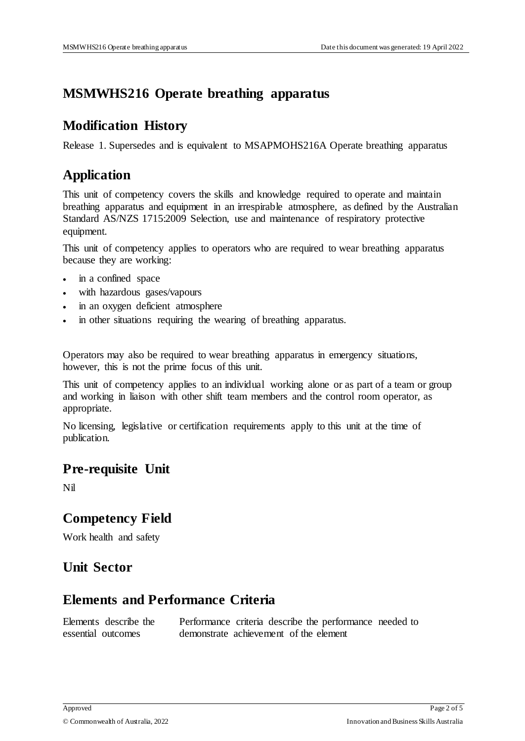# MSMWHS216 Operate breathing apparatus

## Modification History

Release 1. Supersedes and is equivalent to MSAPMOHS216A Operate breathing apparatus

## Application

This unit of competency covers the skills and knowledge required to operate and maintain breathing apparatus and equipment in an irrespirable atmosphere, as defined by the Australian Standard AS/NZS 1715:2009 Selection, use and maintenance of respiratory protective equipment.

This unit of competency applies to operators who are required to wear breathing apparatus because they are working:

- in a confined space
- with hazardous gases/vapours
- in an oxygen deficient atmosphere
- in other situations requiring the wearing of breathing apparatus.

Operators may also be required to wear breathing apparatus in emergency situations, however, this is not the prime focus of this unit.

This unit of competency applies to an individual working alone or as part of a team or group and working in liaison with other shift team members and the control room operator, as appropriate.

No licensing, legislative or certification requirements apply to this unit at the time of publication.

## Pre-requisite Unit

Nil

## Competency Field

Work health and safety

## Unit Sector

## Elements and Performance Criteria

| Elements describe the essential outcomes | Performance criteria describe the performance needed to demonstrate achievement of the element |
|---|---|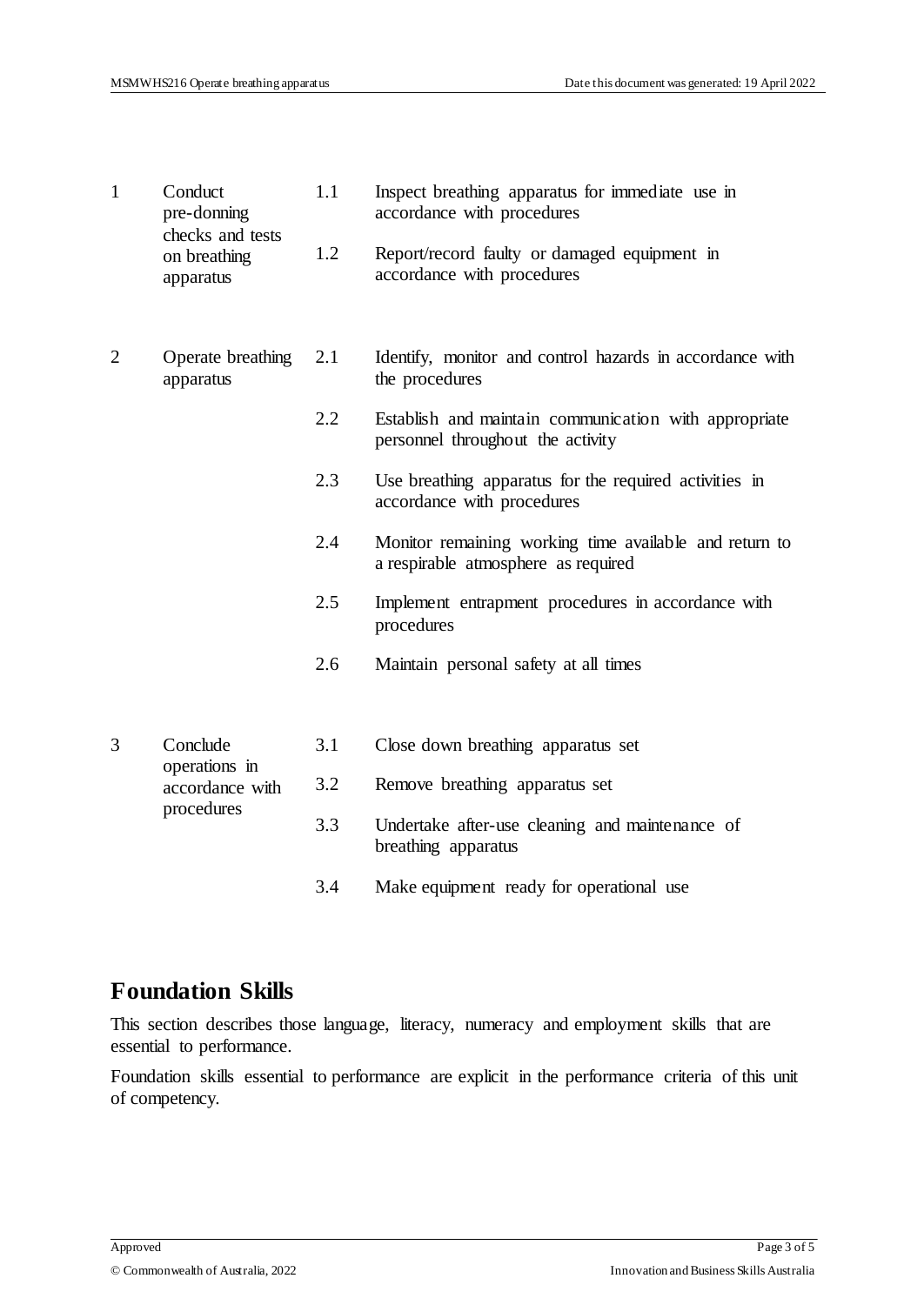| | | | |
|---|---|---|---|
| 1 | Conduct pre-donning checks and tests on breathing apparatus | 1.1 | Inspect breathing apparatus for immediate use in accordance with procedures |
| | | 1.2 | Report/record faulty or damaged equipment in accordance with procedures |
| 2 | Operate breathing apparatus | 2.1 | Identify, monitor and control hazards in accordance with the procedures |
| | | 2.2 | Establish and maintain communication with appropriate personnel throughout the activity |
| | | 2.3 | Use breathing apparatus for the required activities in accordance with procedures |
| | | 2.4 | Monitor remaining working time available and return to a respirable atmosphere as required |
| | | 2.5 | Implement entrapment procedures in accordance with procedures |
| | | 2.6 | Maintain personal safety at all times |
| 3 | Conclude operations in accordance with procedures | 3.1 | Close down breathing apparatus set |
| | | 3.2 | Remove breathing apparatus set |
| | | 3.3 | Undertake after-use cleaning and maintenance of breathing apparatus |
| | | 3.4 | Make equipment ready for operational use |

## Foundation Skills

This section describes those language, literacy, numeracy and employment skills that are essential to performance.

Foundation skills essential to performance are explicit in the performance criteria of this unit of competency.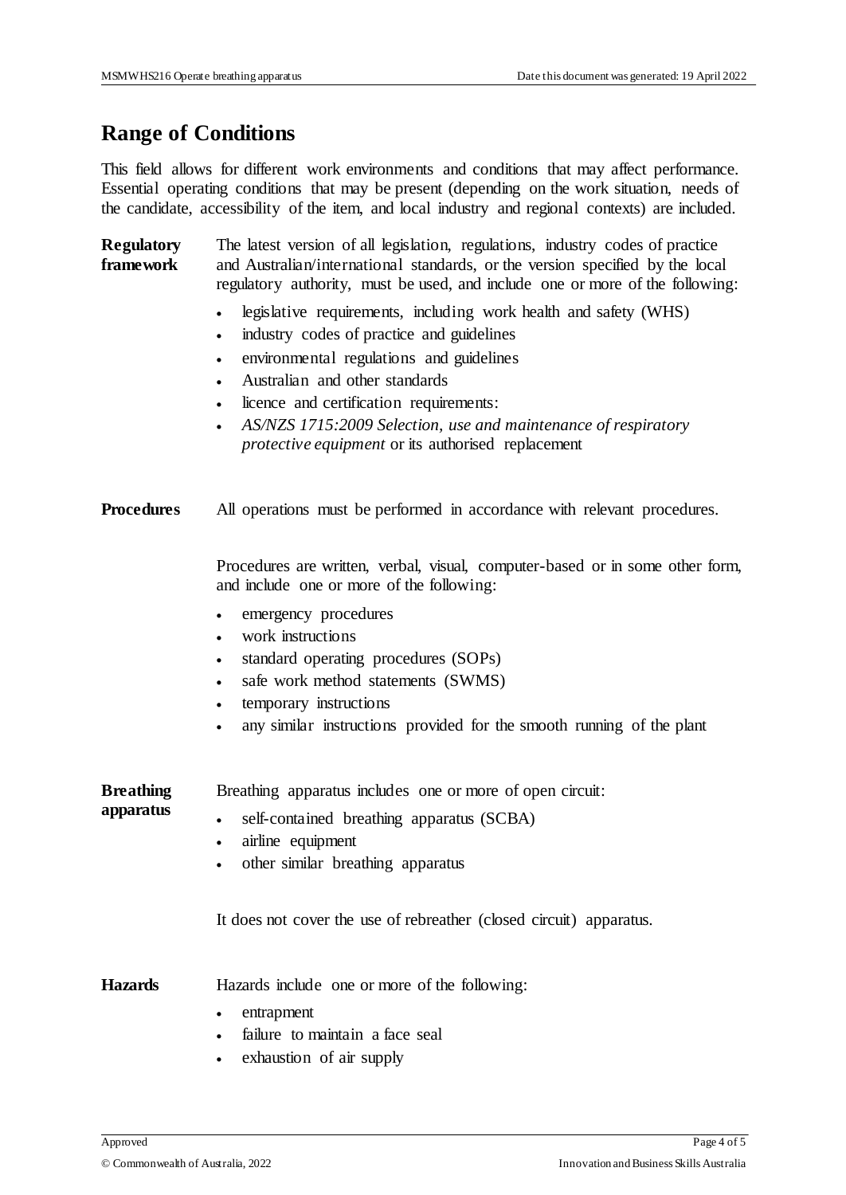## Range of Conditions

This field allows for different work environments and conditions that may affect performance. Essential operating conditions that may be present (depending on the work situation, needs of the candidate, accessibility of the item, and local industry and regional contexts) are included.

| | |
|---|---|
| **Regulatory framework** | The latest version of all legislation, regulations, industry codes of practice and Australian/international standards, or the version specified by the local regulatory authority, must be used, and include one or more of the following:<br>• legislative requirements, including work health and safety (WHS)<br>• industry codes of practice and guidelines<br>• environmental regulations and guidelines<br>• Australian and other standards<br>• licence and certification requirements:<br>• *AS/NZS 1715:2009 Selection, use and maintenance of respiratory protective equipment* or its authorised replacement |
| **Procedures** | All operations must be performed in accordance with relevant procedures.<br><br>Procedures are written, verbal, visual, computer-based or in some other form, and include one or more of the following:<br>• emergency procedures<br>• work instructions<br>• standard operating procedures (SOPs)<br>• safe work method statements (SWMS)<br>• temporary instructions<br>• any similar instructions provided for the smooth running of the plant |
| **Breathing apparatus** | Breathing apparatus includes one or more of open circuit:<br>• self-contained breathing apparatus (SCBA)<br>• airline equipment<br>• other similar breathing apparatus<br><br>It does not cover the use of rebreather (closed circuit) apparatus. |
| **Hazards** | Hazards include one or more of the following:<br>• entrapment<br>• failure to maintain a face seal<br>• exhaustion of air supply |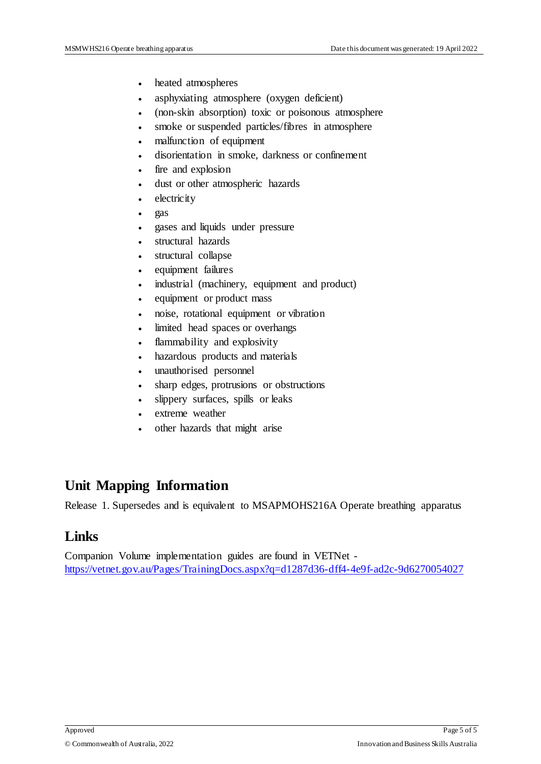- heated atmospheres
- asphyxiating atmosphere (oxygen deficient)
- (non-skin absorption) toxic or poisonous atmosphere
- smoke or suspended particles/fibres in atmosphere
- malfunction of equipment
- disorientation in smoke, darkness or confinement
- fire and explosion
- dust or other atmospheric hazards
- electricity
- gas
- gases and liquids under pressure
- structural hazards
- structural collapse
- equipment failures
- industrial (machinery, equipment and product)
- equipment or product mass
- noise, rotational equipment or vibration
- limited head spaces or overhangs
- flammability and explosivity
- hazardous products and materials
- unauthorised personnel
- sharp edges, protrusions or obstructions
- slippery surfaces, spills or leaks
- extreme weather
- other hazards that might arise

## Unit Mapping Information

Release 1. Supersedes and is equivalent to MSAPMOHS216A Operate breathing apparatus

## Links

Companion Volume implementation guides are found in VETNet - https://vetnet.gov.au/Pages/TrainingDocs.aspx?q=d1287d36-dff4-4e9f-ad2c-9d6270054027